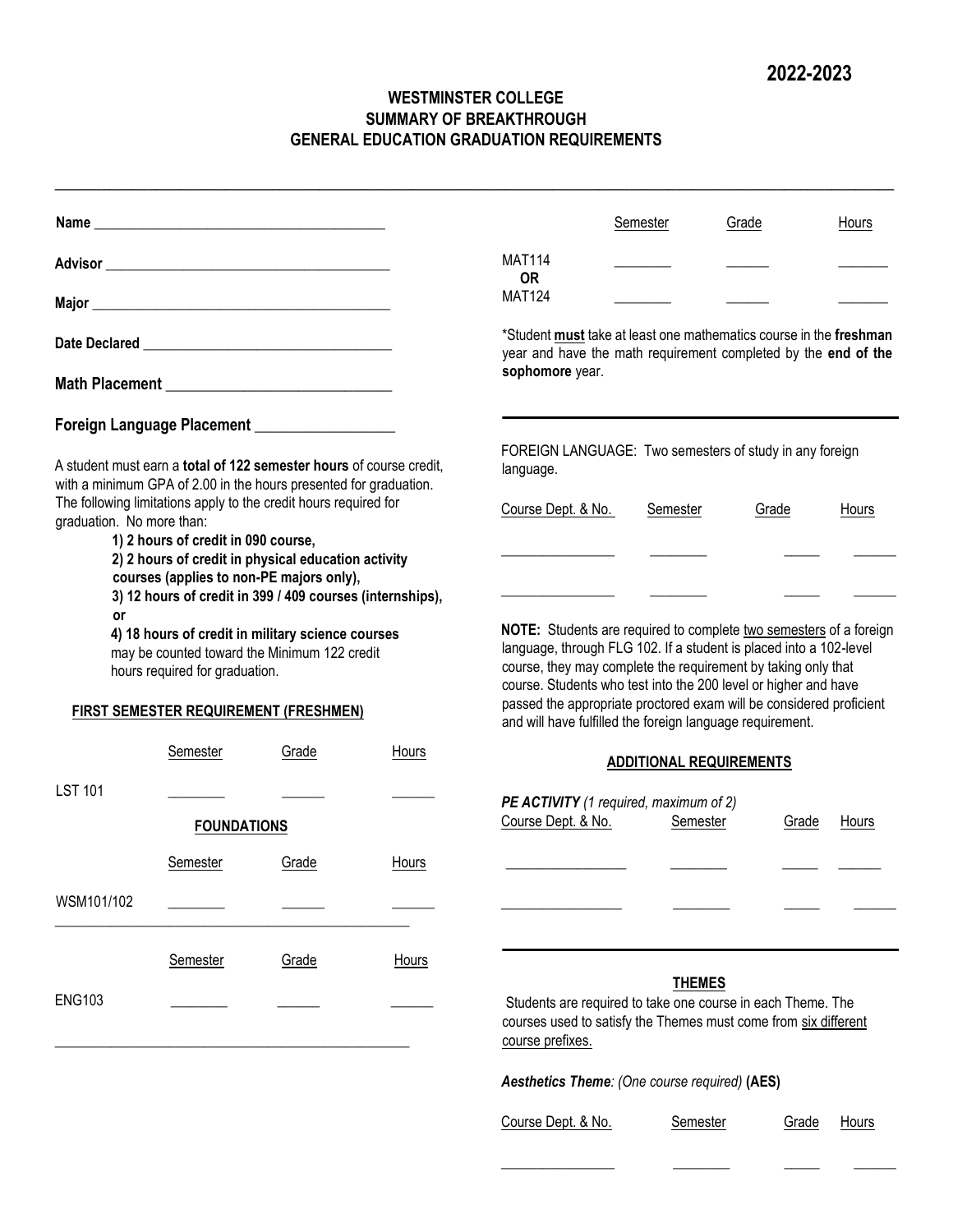**2022-2023**

# WESTMINSTER COLLEGE
## SUMMARY OF BREAKTHROUGH
## GENERAL EDUCATION GRADUATION REQUIREMENTS

**Name** ________________________________________

**Advisor** ______________________________________

**Major** ________________________________________

**Date Declared** _________________________________

**Math Placement** ____________________________

**Foreign Language Placement** __________________

A student must earn a **total of 122 semester hours** of course credit, with a minimum GPA of 2.00 in the hours presented for graduation. The following limitations apply to the credit hours required for graduation. No more than:

**1) 2 hours of credit in 090 course,**
**2) 2 hours of credit in physical education activity courses (applies to non-PE majors only),**
**3) 12 hours of credit in 399 / 409 courses (internships), or**
**4) 18 hours of credit in military science courses**
may be counted toward the Minimum 122 credit hours required for graduation.

**FIRST SEMESTER REQUIREMENT (FRESHMEN)**

| | Semester | Grade | Hours |
|---|---|---|---|
| LST 101 | ________ | ______ | ______ |

**FOUNDATIONS**

| | Semester | Grade | Hours |
|---|---|---|---|
| WSM101/102 | ________ | ______ | ______ |

| | Semester | Grade | Hours |
|---|---|---|---|
| ENG103 | ________ | ______ | ______ |

| | Semester | Grade | Hours |
|---|---|---|---|
| MAT114 | ________ | ______ | _______ |
| **OR** | | | |
| MAT124 | ________ | ______ | _______ |

*Student **must** take at least one mathematics course in the **freshman** year and have the math requirement completed by the **end of the sophomore** year.

FOREIGN LANGUAGE: Two semesters of study in any foreign language.

| Course Dept. & No. | Semester | Grade | Hours |
|---|---|---|---|
| ________________ | ________ | _____ | ______ |
| ________________ | ________ | _____ | ______ |

**NOTE:** Students are required to complete two semesters of a foreign language, through FLG 102. If a student is placed into a 102-level course, they may complete the requirement by taking only that course. Students who test into the 200 level or higher and have passed the appropriate proctored exam will be considered proficient and will have fulfilled the foreign language requirement.

**ADDITIONAL REQUIREMENTS**

***PE ACTIVITY*** *(1 required, maximum of 2)*

| Course Dept. & No. | Semester | Grade | Hours |
|---|---|---|---|
| _________________ | ________ | _____ | ______ |
| _________________ | ________ | _____ | ______ |

**THEMES**

Students are required to take one course in each Theme. The courses used to satisfy the Themes must come from six different course prefixes.

***Aesthetics Theme****: (One course required)* **(AES)**

| Course Dept. & No. | Semester | Grade | Hours |
|---|---|---|---|
| ________________ | ________ | _____ | ______ |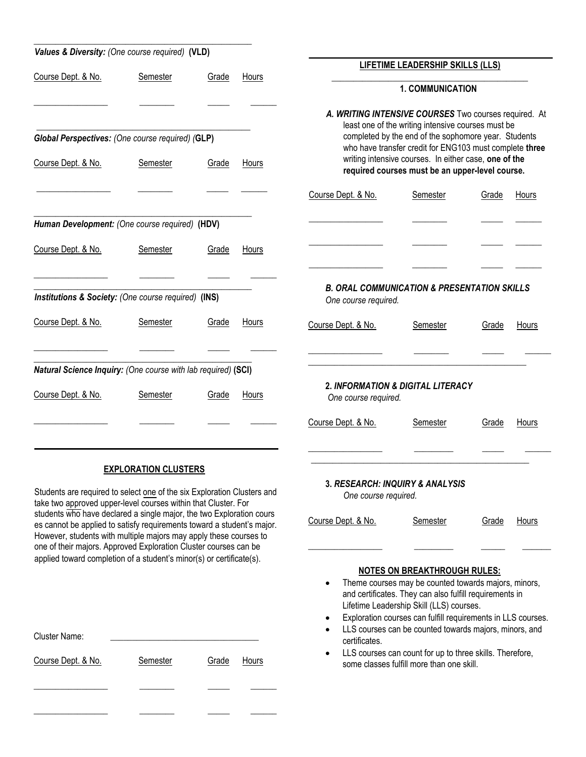***Values & Diversity:*** *(One course required)* **(VLD)**

| Course Dept. & No. | Semester | Grade | Hours |
|---|---|---|---|
| | | | |

***Global Perspectives:*** *(One course required) (***GLP)**

| Course Dept. & No. | Semester | Grade | Hours |
|---|---|---|---|
| | | | |

***Human Development:*** *(One course required)* **(HDV)**

| Course Dept. & No. | Semester | Grade | Hours |
|---|---|---|---|
| | | | |

***Institutions & Society:*** *(One course required)* **(INS)**

| Course Dept. & No. | Semester | Grade | Hours |
|---|---|---|---|
| | | | |

***Natural Science Inquiry:*** *(One course with lab required)* **(SCI)**

| Course Dept. & No. | Semester | Grade | Hours |
|---|---|---|---|
| | | | |

## EXPLORATION CLUSTERS

Students are required to select one of the six Exploration Clusters and take two approved upper-level courses within that Cluster. For students who have declared a single major, the two Exploration courses cannot be applied to satisfy requirements toward a student's major. However, students with multiple majors may apply these courses to one of their majors. Approved Exploration Cluster courses can be applied toward completion of a student's minor(s) or certificate(s).

Cluster Name: ______________________________

| Course Dept. & No. | Semester | Grade | Hours |
|---|---|---|---|
| | | | |
| | | | |

## LIFETIME LEADERSHIP SKILLS (LLS)

### 1. COMMUNICATION

***A. WRITING INTENSIVE COURSES*** Two courses required. At least one of the writing intensive courses must be completed by the end of the sophomore year. Students who have transfer credit for ENG103 must complete **three** writing intensive courses. In either case, **one of the required courses must be an upper-level course.**

| Course Dept. & No. | Semester | Grade | Hours |
|---|---|---|---|
| | | | |
| | | | |
| | | | |

***B. ORAL COMMUNICATION & PRESENTATION SKILLS***
*One course required.*

| Course Dept. & No. | Semester | Grade | Hours |
|---|---|---|---|
| | | | |

### 2. *INFORMATION & DIGITAL LITERACY*
*One course required.*

| Course Dept. & No. | Semester | Grade | Hours |
|---|---|---|---|
| | | | |

### 3. *RESEARCH: INQUIRY & ANALYSIS*
*One course required.*

| Course Dept. & No. | Semester | Grade | Hours |
|---|---|---|---|
| | | | |

## NOTES ON BREAKTHROUGH RULES:

- Theme courses may be counted towards majors, minors, and certificates. They can also fulfill requirements in Lifetime Leadership Skill (LLS) courses.
- Exploration courses can fulfill requirements in LLS courses.
- LLS courses can be counted towards majors, minors, and certificates.
- LLS courses can count for up to three skills. Therefore, some classes fulfill more than one skill.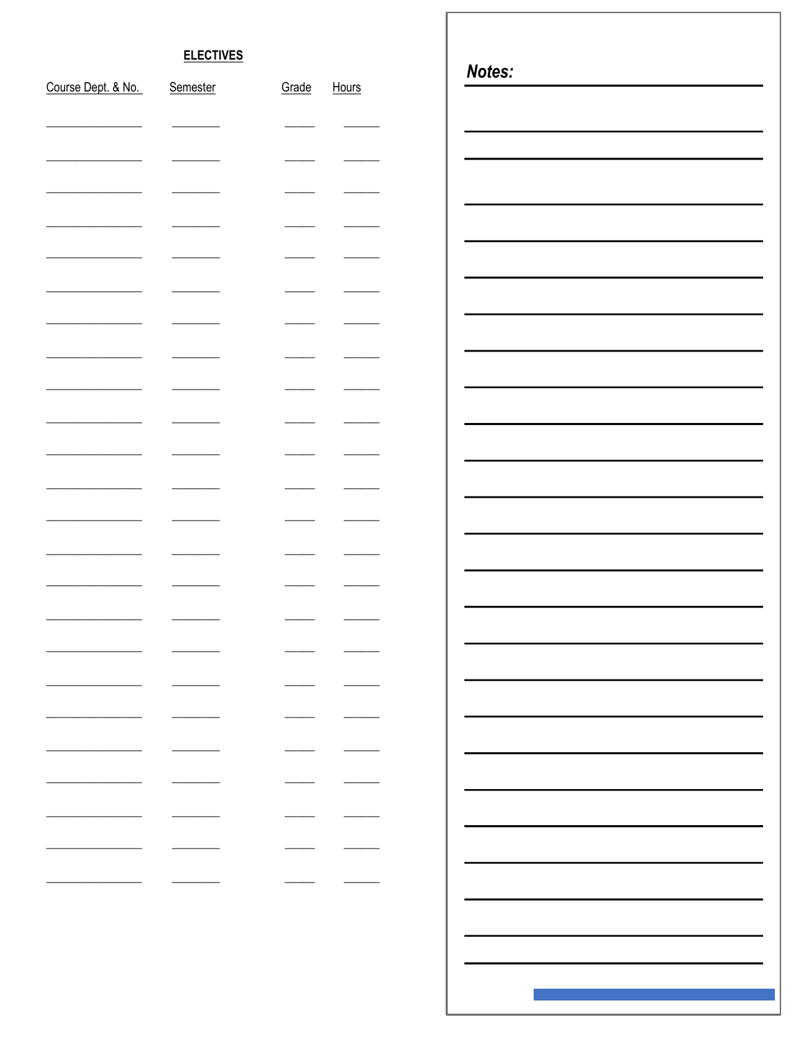## ELECTIVES

| Course Dept. & No. | Semester | Grade | Hours |
| --- | --- | --- | --- |
| | | | |
| | | | |
| | | | |
| | | | |
| | | | |
| | | | |
| | | | |
| | | | |
| | | | |
| | | | |
| | | | |
| | | | |
| | | | |
| | | | |
| | | | |
| | | | |
| | | | |
| | | | |
| | | | |
| | | | |
| | | | |
| | | | |
| | | | |
| | | | |

***Notes:***